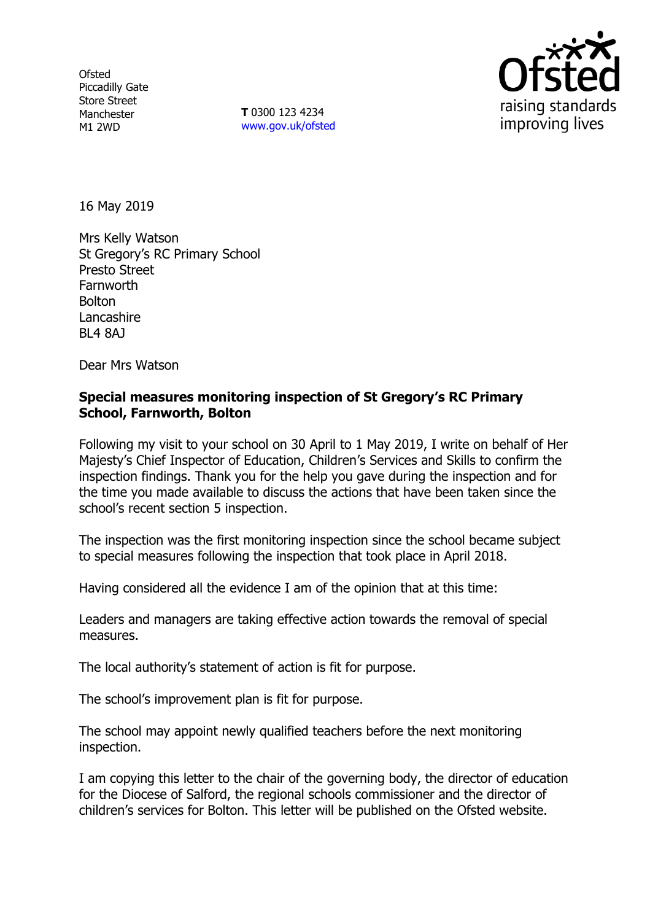Ofsted
Piccadilly Gate
Store Street
Manchester
M1 2WD

**T** 0300 123 4234
www.gov.uk/ofsted

16 May 2019

Mrs Kelly Watson
St Gregory's RC Primary School
Presto Street
Farnworth
Bolton
Lancashire
BL4 8AJ

Dear Mrs Watson

**Special measures monitoring inspection of St Gregory's RC Primary School, Farnworth, Bolton**

Following my visit to your school on 30 April to 1 May 2019, I write on behalf of Her Majesty's Chief Inspector of Education, Children's Services and Skills to confirm the inspection findings. Thank you for the help you gave during the inspection and for the time you made available to discuss the actions that have been taken since the school's recent section 5 inspection.

The inspection was the first monitoring inspection since the school became subject to special measures following the inspection that took place in April 2018.

Having considered all the evidence I am of the opinion that at this time:

Leaders and managers are taking effective action towards the removal of special measures.

The local authority's statement of action is fit for purpose.

The school's improvement plan is fit for purpose.

The school may appoint newly qualified teachers before the next monitoring inspection.

I am copying this letter to the chair of the governing body, the director of education for the Diocese of Salford, the regional schools commissioner and the director of children's services for Bolton. This letter will be published on the Ofsted website.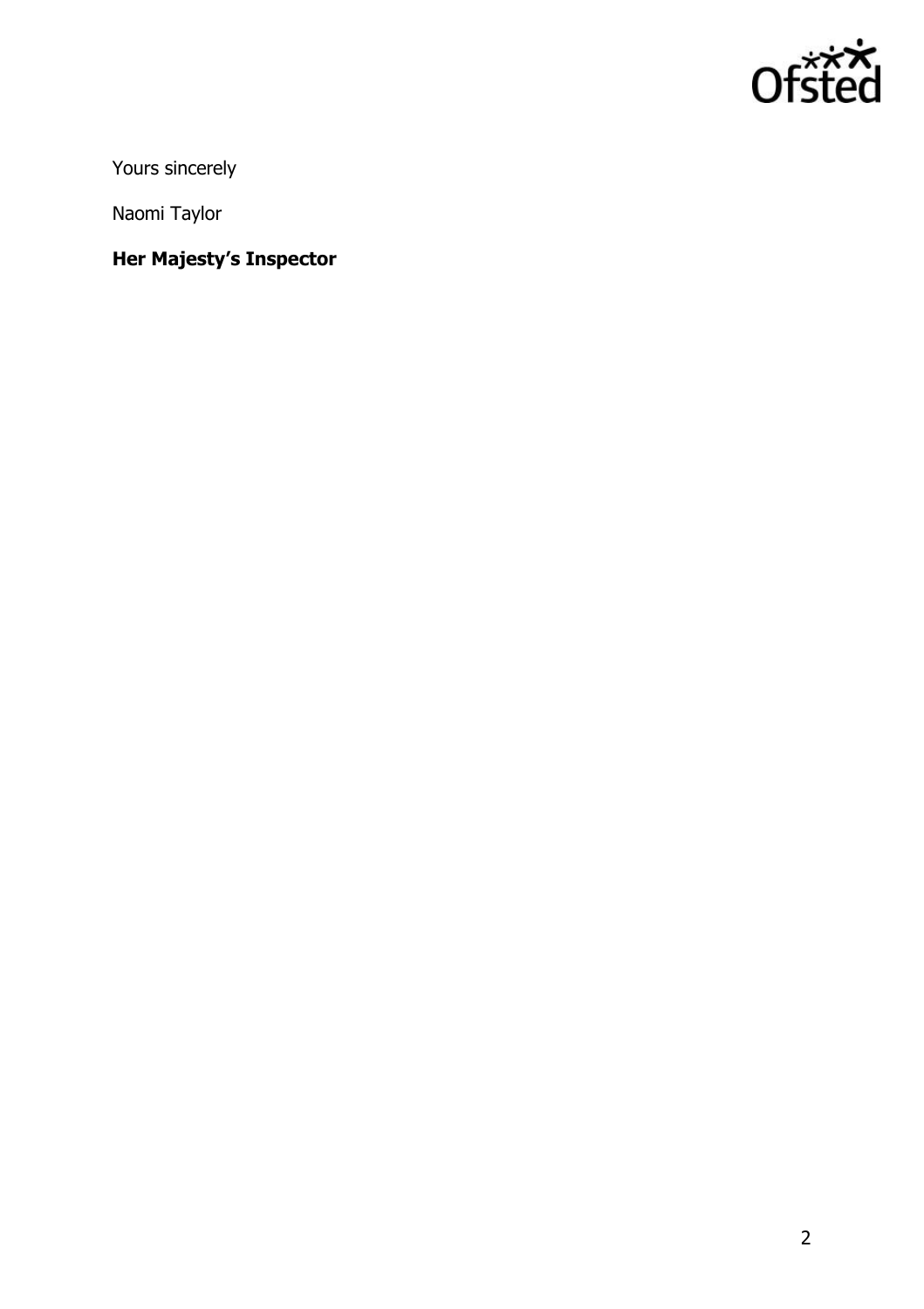Yours sincerely

Naomi Taylor

**Her Majesty's Inspector**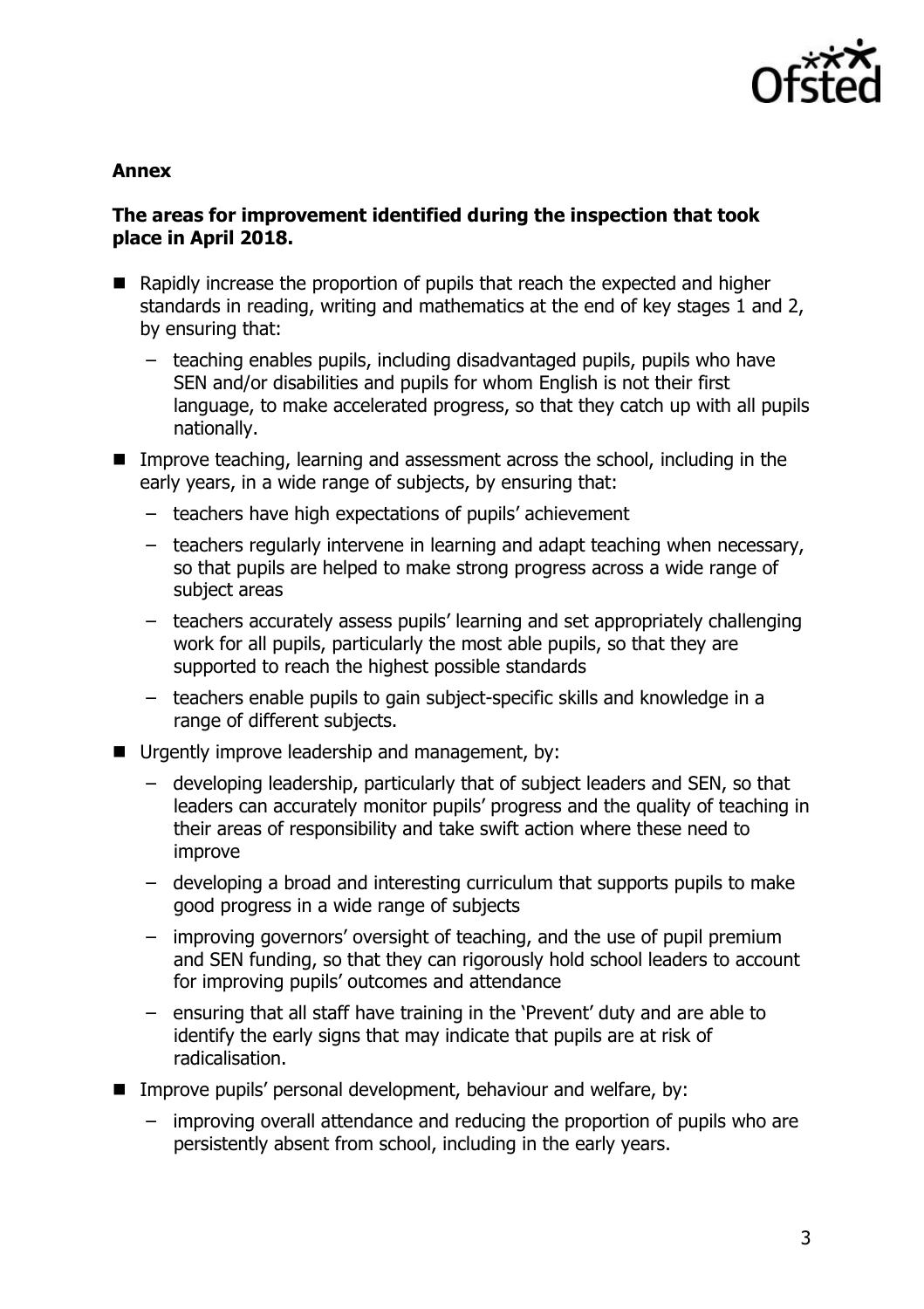**Annex**

**The areas for improvement identified during the inspection that took place in April 2018.**

- Rapidly increase the proportion of pupils that reach the expected and higher standards in reading, writing and mathematics at the end of key stages 1 and 2, by ensuring that:
  - teaching enables pupils, including disadvantaged pupils, pupils who have SEN and/or disabilities and pupils for whom English is not their first language, to make accelerated progress, so that they catch up with all pupils nationally.
- Improve teaching, learning and assessment across the school, including in the early years, in a wide range of subjects, by ensuring that:
  - teachers have high expectations of pupils' achievement
  - teachers regularly intervene in learning and adapt teaching when necessary, so that pupils are helped to make strong progress across a wide range of subject areas
  - teachers accurately assess pupils' learning and set appropriately challenging work for all pupils, particularly the most able pupils, so that they are supported to reach the highest possible standards
  - teachers enable pupils to gain subject-specific skills and knowledge in a range of different subjects.
- Urgently improve leadership and management, by:
  - developing leadership, particularly that of subject leaders and SEN, so that leaders can accurately monitor pupils' progress and the quality of teaching in their areas of responsibility and take swift action where these need to improve
  - developing a broad and interesting curriculum that supports pupils to make good progress in a wide range of subjects
  - improving governors' oversight of teaching, and the use of pupil premium and SEN funding, so that they can rigorously hold school leaders to account for improving pupils' outcomes and attendance
  - ensuring that all staff have training in the 'Prevent' duty and are able to identify the early signs that may indicate that pupils are at risk of radicalisation.
- Improve pupils' personal development, behaviour and welfare, by:
  - improving overall attendance and reducing the proportion of pupils who are persistently absent from school, including in the early years.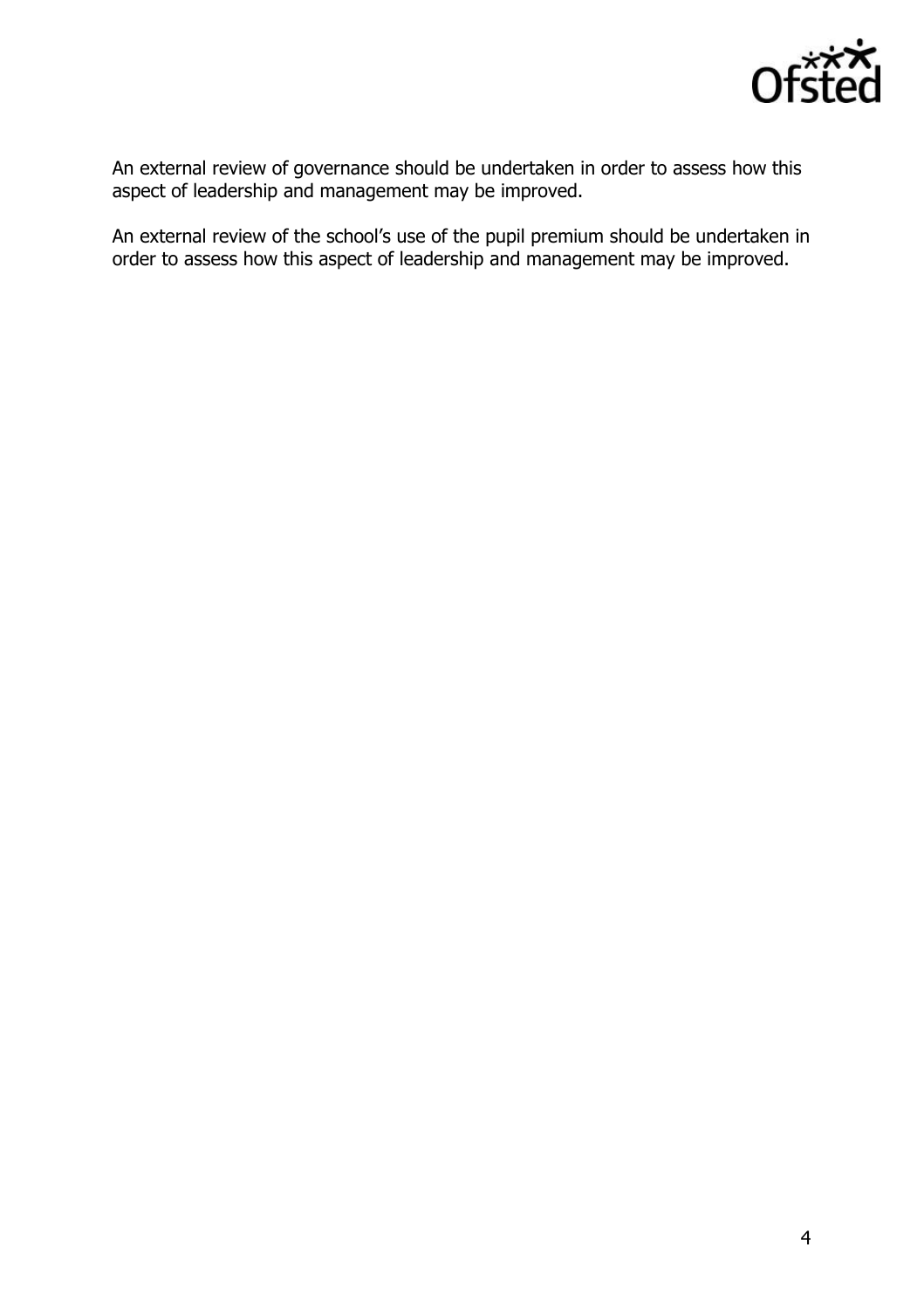An external review of governance should be undertaken in order to assess how this aspect of leadership and management may be improved.

An external review of the school's use of the pupil premium should be undertaken in order to assess how this aspect of leadership and management may be improved.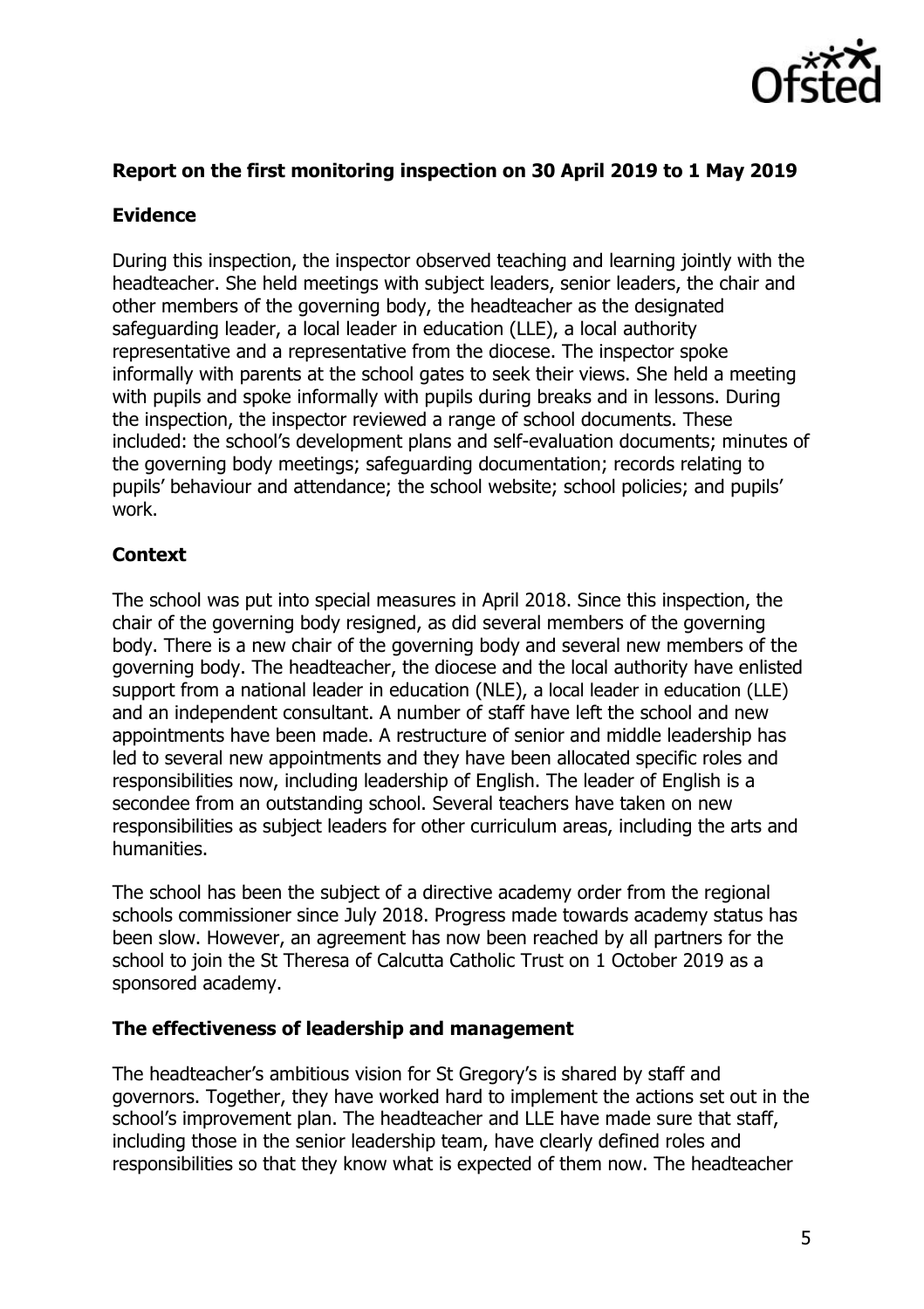## Report on the first monitoring inspection on 30 April 2019 to 1 May 2019

### Evidence

During this inspection, the inspector observed teaching and learning jointly with the headteacher. She held meetings with subject leaders, senior leaders, the chair and other members of the governing body, the headteacher as the designated safeguarding leader, a local leader in education (LLE), a local authority representative and a representative from the diocese. The inspector spoke informally with parents at the school gates to seek their views. She held a meeting with pupils and spoke informally with pupils during breaks and in lessons. During the inspection, the inspector reviewed a range of school documents. These included: the school's development plans and self-evaluation documents; minutes of the governing body meetings; safeguarding documentation; records relating to pupils' behaviour and attendance; the school website; school policies; and pupils' work.

### Context

The school was put into special measures in April 2018. Since this inspection, the chair of the governing body resigned, as did several members of the governing body. There is a new chair of the governing body and several new members of the governing body. The headteacher, the diocese and the local authority have enlisted support from a national leader in education (NLE), a local leader in education (LLE) and an independent consultant. A number of staff have left the school and new appointments have been made. A restructure of senior and middle leadership has led to several new appointments and they have been allocated specific roles and responsibilities now, including leadership of English. The leader of English is a secondee from an outstanding school. Several teachers have taken on new responsibilities as subject leaders for other curriculum areas, including the arts and humanities.

The school has been the subject of a directive academy order from the regional schools commissioner since July 2018. Progress made towards academy status has been slow. However, an agreement has now been reached by all partners for the school to join the St Theresa of Calcutta Catholic Trust on 1 October 2019 as a sponsored academy.

### The effectiveness of leadership and management

The headteacher's ambitious vision for St Gregory's is shared by staff and governors. Together, they have worked hard to implement the actions set out in the school's improvement plan. The headteacher and LLE have made sure that staff, including those in the senior leadership team, have clearly defined roles and responsibilities so that they know what is expected of them now. The headteacher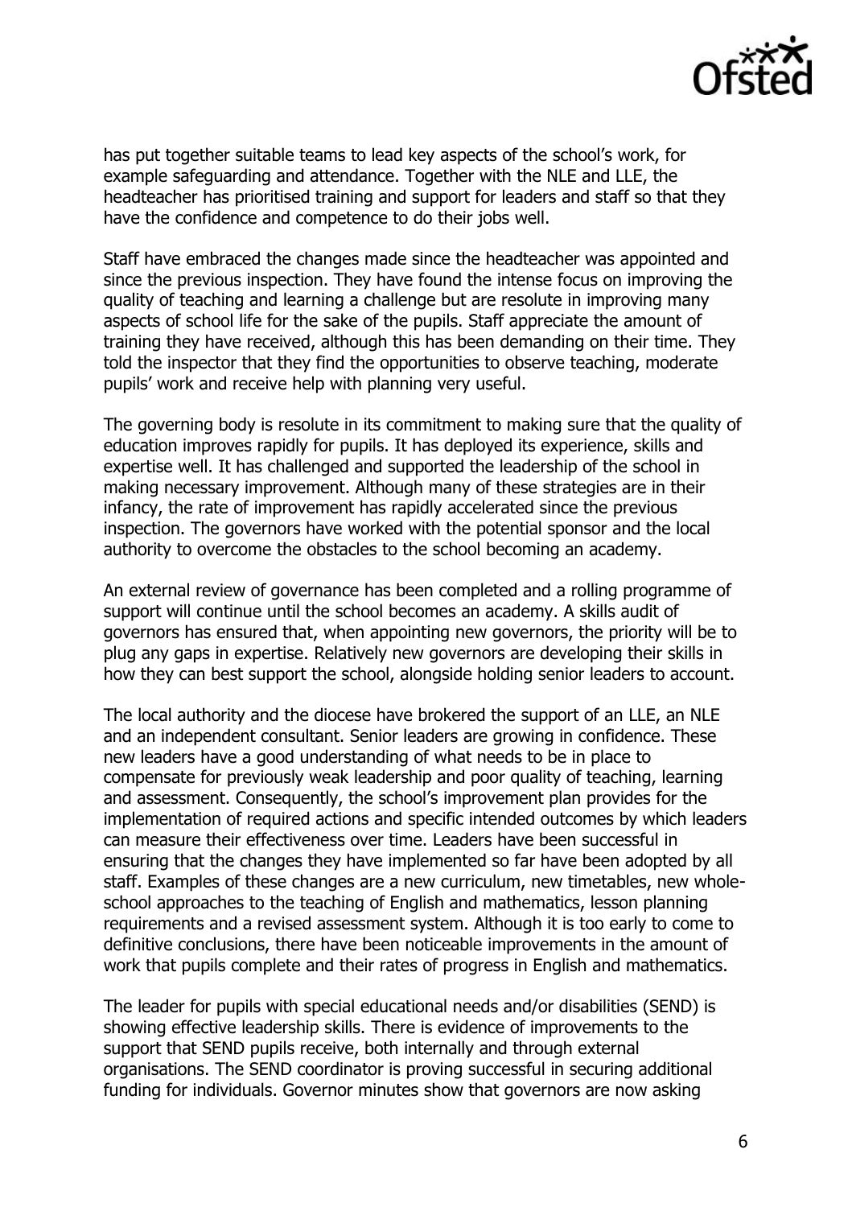has put together suitable teams to lead key aspects of the school's work, for example safeguarding and attendance. Together with the NLE and LLE, the headteacher has prioritised training and support for leaders and staff so that they have the confidence and competence to do their jobs well.

Staff have embraced the changes made since the headteacher was appointed and since the previous inspection. They have found the intense focus on improving the quality of teaching and learning a challenge but are resolute in improving many aspects of school life for the sake of the pupils. Staff appreciate the amount of training they have received, although this has been demanding on their time. They told the inspector that they find the opportunities to observe teaching, moderate pupils' work and receive help with planning very useful.

The governing body is resolute in its commitment to making sure that the quality of education improves rapidly for pupils. It has deployed its experience, skills and expertise well. It has challenged and supported the leadership of the school in making necessary improvement. Although many of these strategies are in their infancy, the rate of improvement has rapidly accelerated since the previous inspection. The governors have worked with the potential sponsor and the local authority to overcome the obstacles to the school becoming an academy.

An external review of governance has been completed and a rolling programme of support will continue until the school becomes an academy. A skills audit of governors has ensured that, when appointing new governors, the priority will be to plug any gaps in expertise. Relatively new governors are developing their skills in how they can best support the school, alongside holding senior leaders to account.

The local authority and the diocese have brokered the support of an LLE, an NLE and an independent consultant. Senior leaders are growing in confidence. These new leaders have a good understanding of what needs to be in place to compensate for previously weak leadership and poor quality of teaching, learning and assessment. Consequently, the school's improvement plan provides for the implementation of required actions and specific intended outcomes by which leaders can measure their effectiveness over time. Leaders have been successful in ensuring that the changes they have implemented so far have been adopted by all staff. Examples of these changes are a new curriculum, new timetables, new whole-school approaches to the teaching of English and mathematics, lesson planning requirements and a revised assessment system. Although it is too early to come to definitive conclusions, there have been noticeable improvements in the amount of work that pupils complete and their rates of progress in English and mathematics.

The leader for pupils with special educational needs and/or disabilities (SEND) is showing effective leadership skills. There is evidence of improvements to the support that SEND pupils receive, both internally and through external organisations. The SEND coordinator is proving successful in securing additional funding for individuals. Governor minutes show that governors are now asking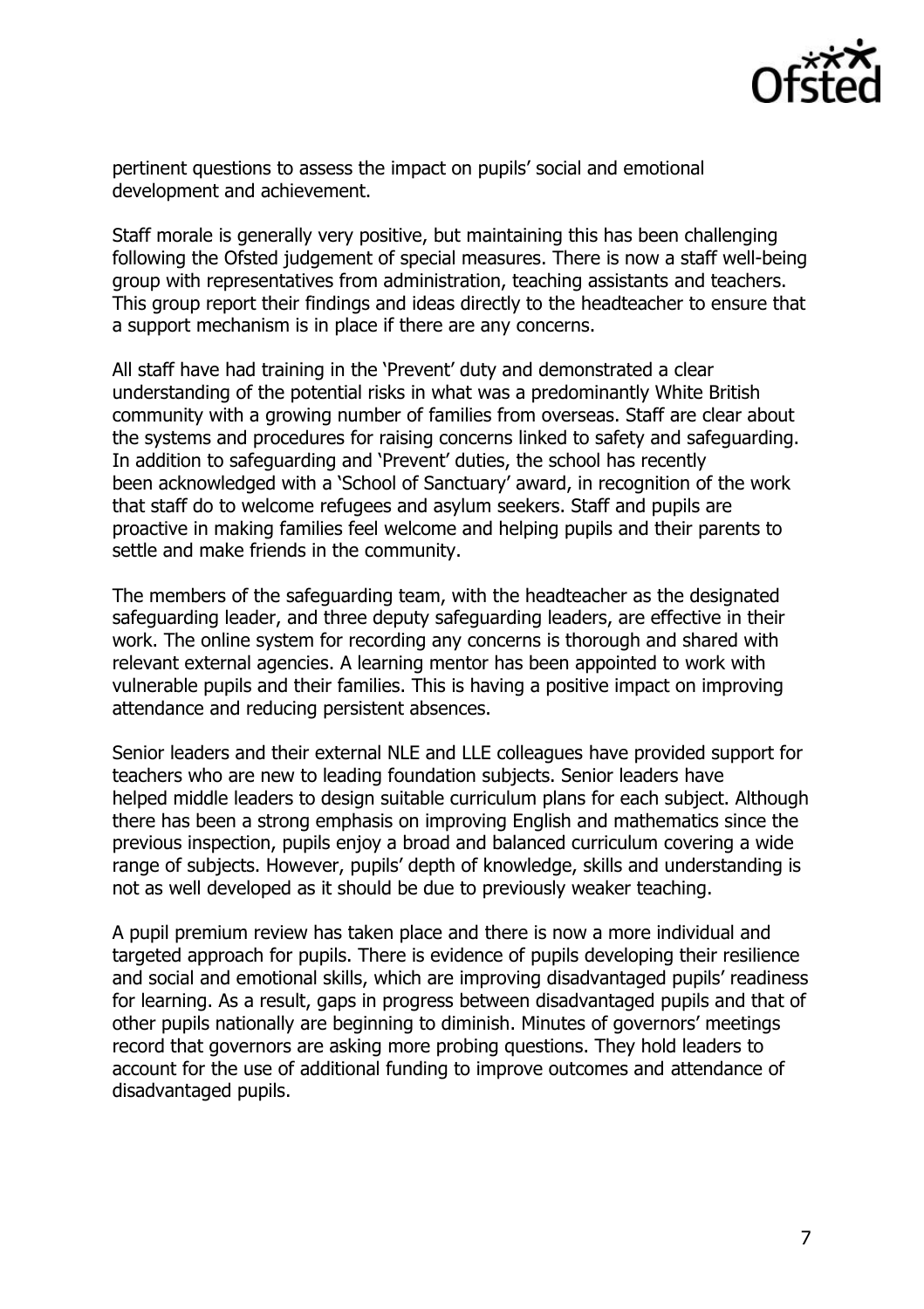pertinent questions to assess the impact on pupils' social and emotional development and achievement.

Staff morale is generally very positive, but maintaining this has been challenging following the Ofsted judgement of special measures. There is now a staff well-being group with representatives from administration, teaching assistants and teachers. This group report their findings and ideas directly to the headteacher to ensure that a support mechanism is in place if there are any concerns.

All staff have had training in the 'Prevent' duty and demonstrated a clear understanding of the potential risks in what was a predominantly White British community with a growing number of families from overseas. Staff are clear about the systems and procedures for raising concerns linked to safety and safeguarding. In addition to safeguarding and 'Prevent' duties, the school has recently been acknowledged with a 'School of Sanctuary' award, in recognition of the work that staff do to welcome refugees and asylum seekers. Staff and pupils are proactive in making families feel welcome and helping pupils and their parents to settle and make friends in the community.

The members of the safeguarding team, with the headteacher as the designated safeguarding leader, and three deputy safeguarding leaders, are effective in their work. The online system for recording any concerns is thorough and shared with relevant external agencies. A learning mentor has been appointed to work with vulnerable pupils and their families. This is having a positive impact on improving attendance and reducing persistent absences.

Senior leaders and their external NLE and LLE colleagues have provided support for teachers who are new to leading foundation subjects. Senior leaders have helped middle leaders to design suitable curriculum plans for each subject. Although there has been a strong emphasis on improving English and mathematics since the previous inspection, pupils enjoy a broad and balanced curriculum covering a wide range of subjects. However, pupils' depth of knowledge, skills and understanding is not as well developed as it should be due to previously weaker teaching.

A pupil premium review has taken place and there is now a more individual and targeted approach for pupils. There is evidence of pupils developing their resilience and social and emotional skills, which are improving disadvantaged pupils' readiness for learning. As a result, gaps in progress between disadvantaged pupils and that of other pupils nationally are beginning to diminish. Minutes of governors' meetings record that governors are asking more probing questions. They hold leaders to account for the use of additional funding to improve outcomes and attendance of disadvantaged pupils.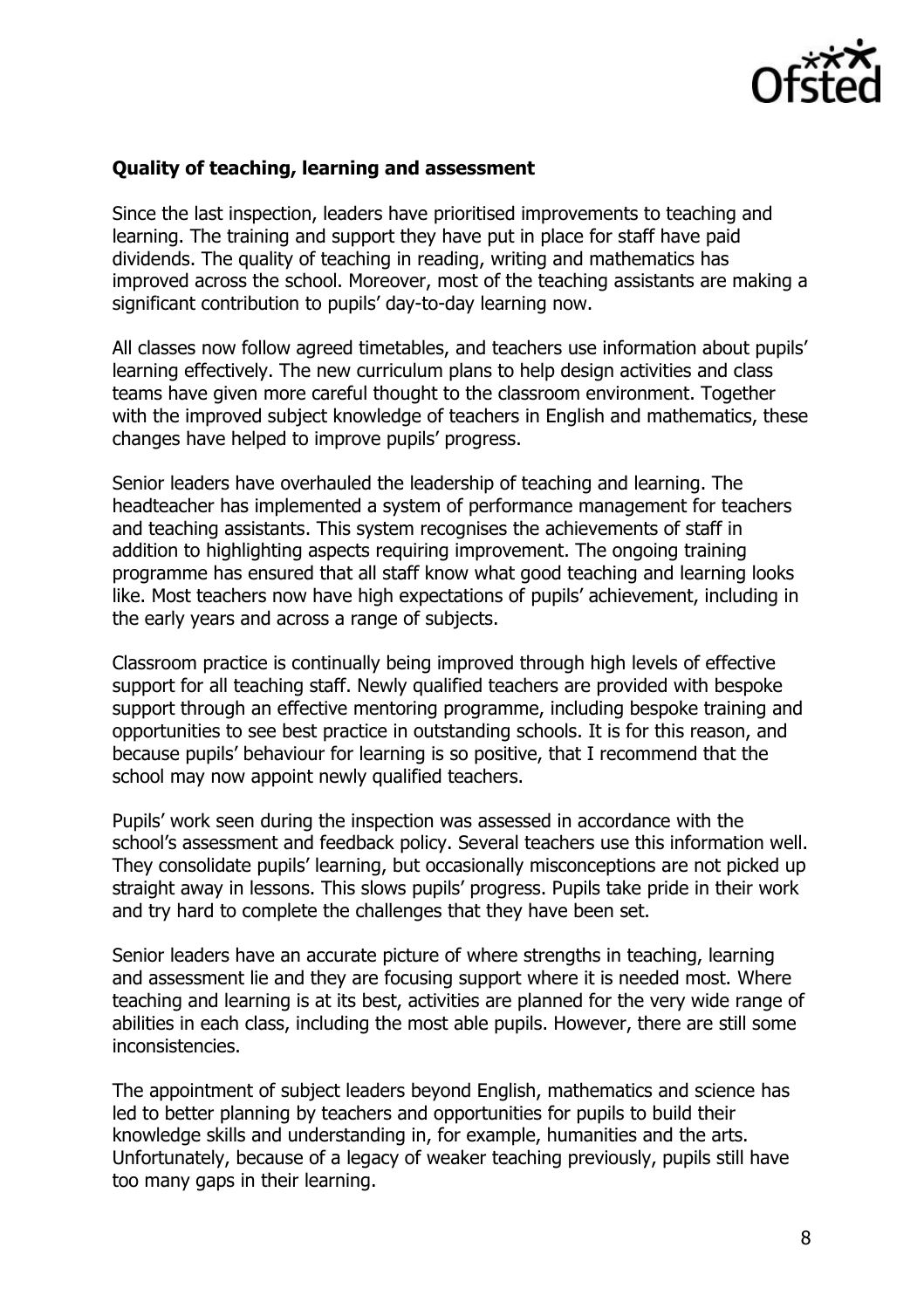**Quality of teaching, learning and assessment**

Since the last inspection, leaders have prioritised improvements to teaching and learning. The training and support they have put in place for staff have paid dividends. The quality of teaching in reading, writing and mathematics has improved across the school. Moreover, most of the teaching assistants are making a significant contribution to pupils' day-to-day learning now.

All classes now follow agreed timetables, and teachers use information about pupils' learning effectively. The new curriculum plans to help design activities and class teams have given more careful thought to the classroom environment. Together with the improved subject knowledge of teachers in English and mathematics, these changes have helped to improve pupils' progress.

Senior leaders have overhauled the leadership of teaching and learning. The headteacher has implemented a system of performance management for teachers and teaching assistants. This system recognises the achievements of staff in addition to highlighting aspects requiring improvement. The ongoing training programme has ensured that all staff know what good teaching and learning looks like. Most teachers now have high expectations of pupils' achievement, including in the early years and across a range of subjects.

Classroom practice is continually being improved through high levels of effective support for all teaching staff. Newly qualified teachers are provided with bespoke support through an effective mentoring programme, including bespoke training and opportunities to see best practice in outstanding schools. It is for this reason, and because pupils' behaviour for learning is so positive, that I recommend that the school may now appoint newly qualified teachers.

Pupils' work seen during the inspection was assessed in accordance with the school's assessment and feedback policy. Several teachers use this information well. They consolidate pupils' learning, but occasionally misconceptions are not picked up straight away in lessons. This slows pupils' progress. Pupils take pride in their work and try hard to complete the challenges that they have been set.

Senior leaders have an accurate picture of where strengths in teaching, learning and assessment lie and they are focusing support where it is needed most. Where teaching and learning is at its best, activities are planned for the very wide range of abilities in each class, including the most able pupils. However, there are still some inconsistencies.

The appointment of subject leaders beyond English, mathematics and science has led to better planning by teachers and opportunities for pupils to build their knowledge skills and understanding in, for example, humanities and the arts. Unfortunately, because of a legacy of weaker teaching previously, pupils still have too many gaps in their learning.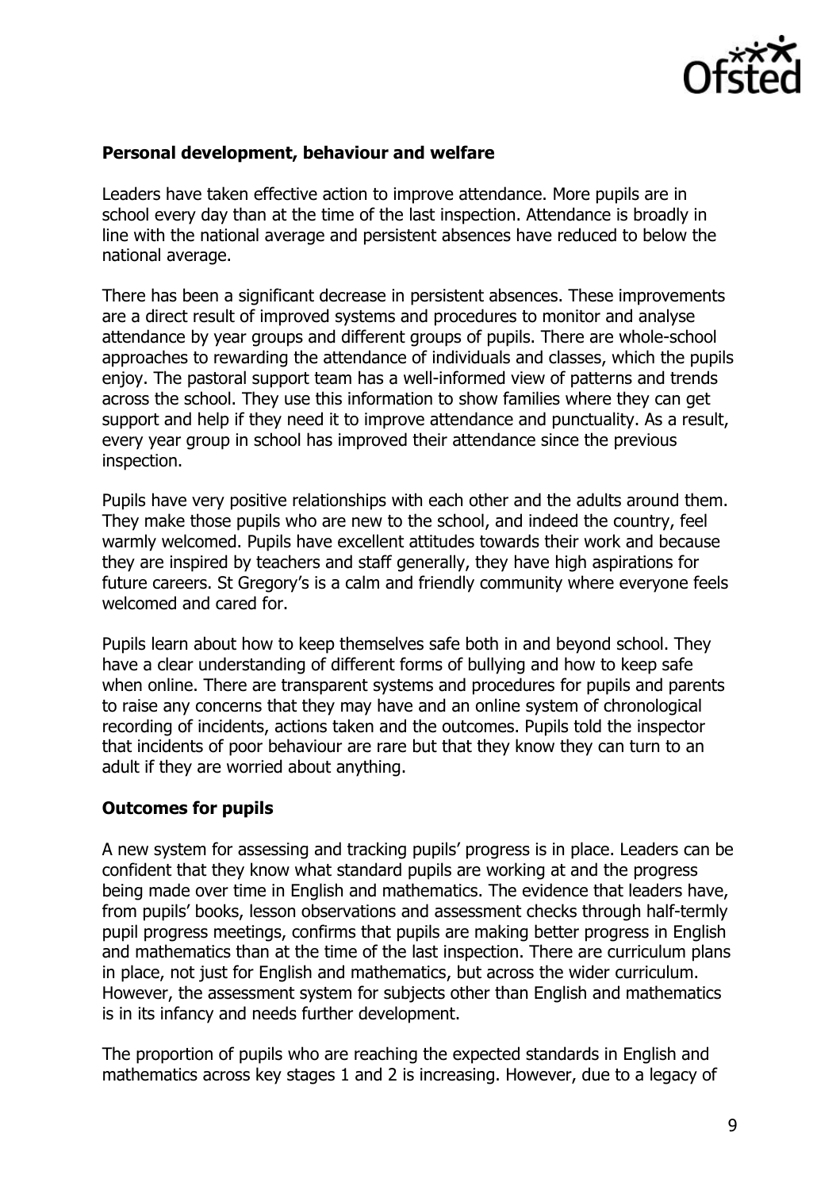**Personal development, behaviour and welfare**

Leaders have taken effective action to improve attendance. More pupils are in school every day than at the time of the last inspection. Attendance is broadly in line with the national average and persistent absences have reduced to below the national average.

There has been a significant decrease in persistent absences. These improvements are a direct result of improved systems and procedures to monitor and analyse attendance by year groups and different groups of pupils. There are whole-school approaches to rewarding the attendance of individuals and classes, which the pupils enjoy. The pastoral support team has a well-informed view of patterns and trends across the school. They use this information to show families where they can get support and help if they need it to improve attendance and punctuality. As a result, every year group in school has improved their attendance since the previous inspection.

Pupils have very positive relationships with each other and the adults around them. They make those pupils who are new to the school, and indeed the country, feel warmly welcomed. Pupils have excellent attitudes towards their work and because they are inspired by teachers and staff generally, they have high aspirations for future careers. St Gregory's is a calm and friendly community where everyone feels welcomed and cared for.

Pupils learn about how to keep themselves safe both in and beyond school. They have a clear understanding of different forms of bullying and how to keep safe when online. There are transparent systems and procedures for pupils and parents to raise any concerns that they may have and an online system of chronological recording of incidents, actions taken and the outcomes. Pupils told the inspector that incidents of poor behaviour are rare but that they know they can turn to an adult if they are worried about anything.

**Outcomes for pupils**

A new system for assessing and tracking pupils' progress is in place. Leaders can be confident that they know what standard pupils are working at and the progress being made over time in English and mathematics. The evidence that leaders have, from pupils' books, lesson observations and assessment checks through half-termly pupil progress meetings, confirms that pupils are making better progress in English and mathematics than at the time of the last inspection. There are curriculum plans in place, not just for English and mathematics, but across the wider curriculum. However, the assessment system for subjects other than English and mathematics is in its infancy and needs further development.

The proportion of pupils who are reaching the expected standards in English and mathematics across key stages 1 and 2 is increasing. However, due to a legacy of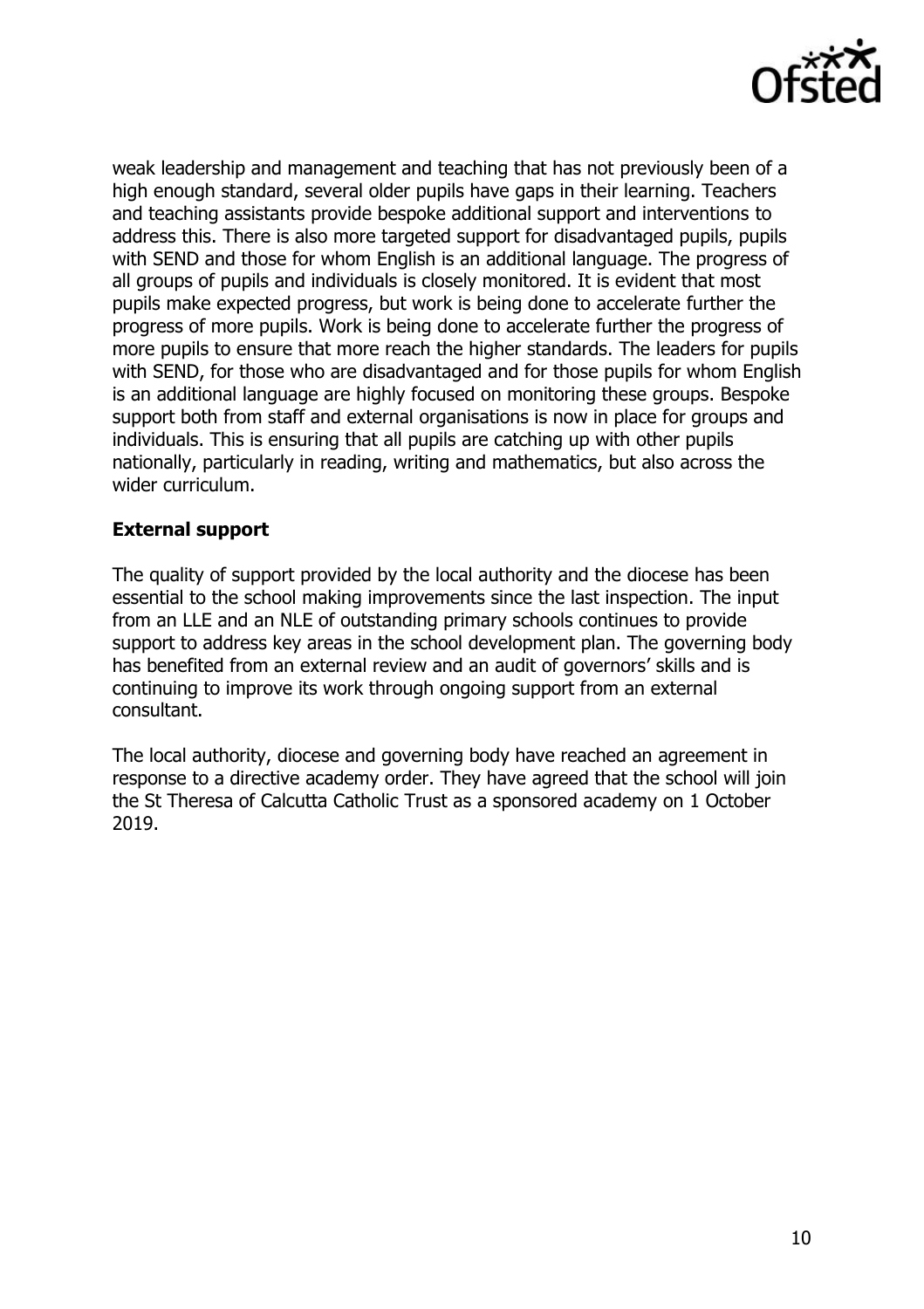weak leadership and management and teaching that has not previously been of a high enough standard, several older pupils have gaps in their learning. Teachers and teaching assistants provide bespoke additional support and interventions to address this. There is also more targeted support for disadvantaged pupils, pupils with SEND and those for whom English is an additional language. The progress of all groups of pupils and individuals is closely monitored. It is evident that most pupils make expected progress, but work is being done to accelerate further the progress of more pupils. Work is being done to accelerate further the progress of more pupils to ensure that more reach the higher standards. The leaders for pupils with SEND, for those who are disadvantaged and for those pupils for whom English is an additional language are highly focused on monitoring these groups. Bespoke support both from staff and external organisations is now in place for groups and individuals. This is ensuring that all pupils are catching up with other pupils nationally, particularly in reading, writing and mathematics, but also across the wider curriculum.

**External support**

The quality of support provided by the local authority and the diocese has been essential to the school making improvements since the last inspection. The input from an LLE and an NLE of outstanding primary schools continues to provide support to address key areas in the school development plan. The governing body has benefited from an external review and an audit of governors' skills and is continuing to improve its work through ongoing support from an external consultant.

The local authority, diocese and governing body have reached an agreement in response to a directive academy order. They have agreed that the school will join the St Theresa of Calcutta Catholic Trust as a sponsored academy on 1 October 2019.